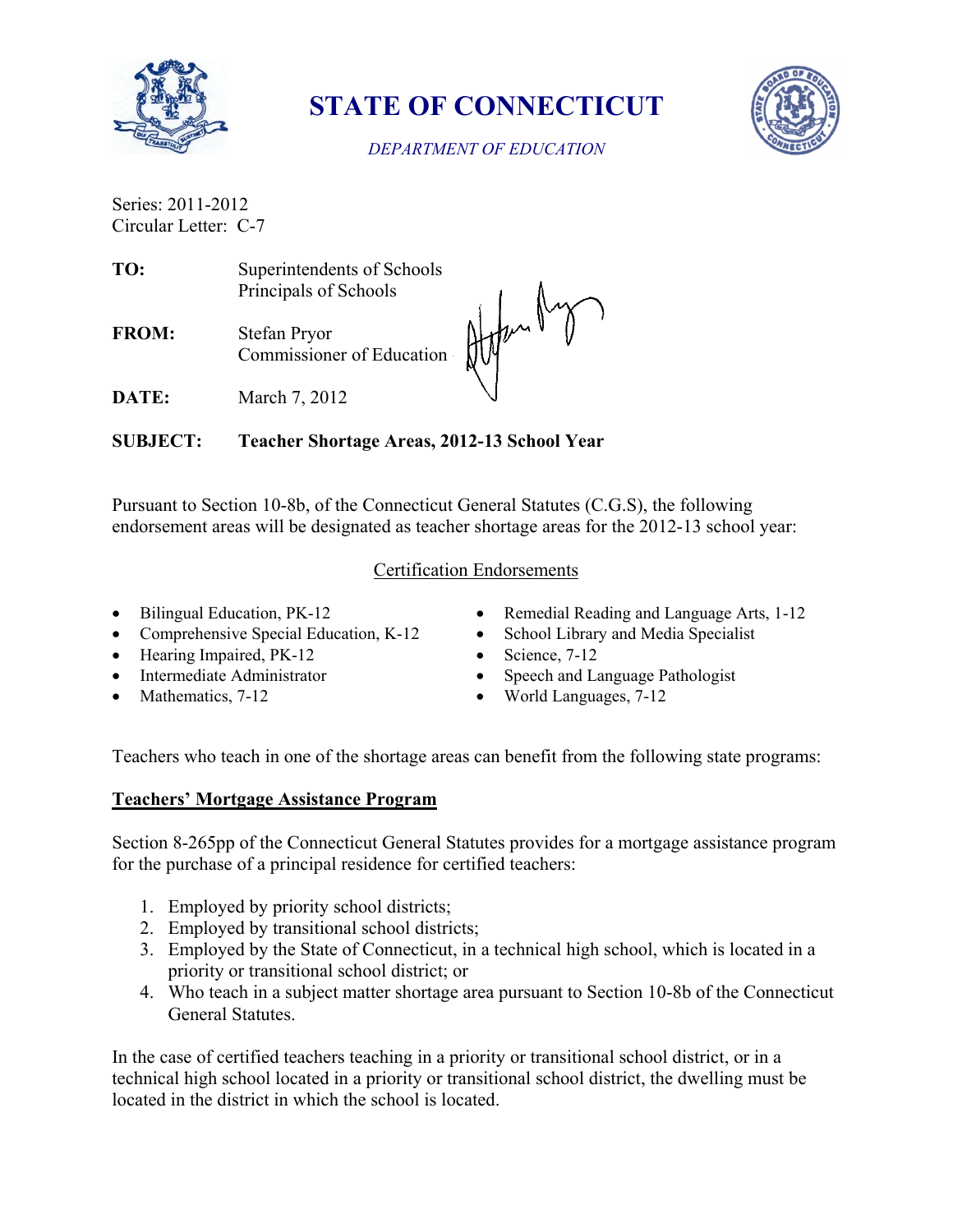# STATE OF CONNECTICUT

*DEPARTMENT OF EDUCATION*

Series: 2011-2012
Circular Letter: C-7

**TO:** Superintendents of Schools
Principals of Schools

**FROM:** Stefan Pryor
Commissioner of Education

**DATE:** March 7, 2012

**SUBJECT: Teacher Shortage Areas, 2012-13 School Year**

Pursuant to Section 10-8b, of the Connecticut General Statutes (C.G.S), the following endorsement areas will be designated as teacher shortage areas for the 2012-13 school year:

Certification Endorsements

- Bilingual Education, PK-12
- Comprehensive Special Education, K-12
- Hearing Impaired, PK-12
- Intermediate Administrator
- Mathematics, 7-12
- Remedial Reading and Language Arts, 1-12
- School Library and Media Specialist
- Science, 7-12
- Speech and Language Pathologist
- World Languages, 7-12

Teachers who teach in one of the shortage areas can benefit from the following state programs:

**Teachers' Mortgage Assistance Program**

Section 8-265pp of the Connecticut General Statutes provides for a mortgage assistance program for the purchase of a principal residence for certified teachers:

1. Employed by priority school districts;
2. Employed by transitional school districts;
3. Employed by the State of Connecticut, in a technical high school, which is located in a priority or transitional school district; or
4. Who teach in a subject matter shortage area pursuant to Section 10-8b of the Connecticut General Statutes.

In the case of certified teachers teaching in a priority or transitional school district, or in a technical high school located in a priority or transitional school district, the dwelling must be located in the district in which the school is located.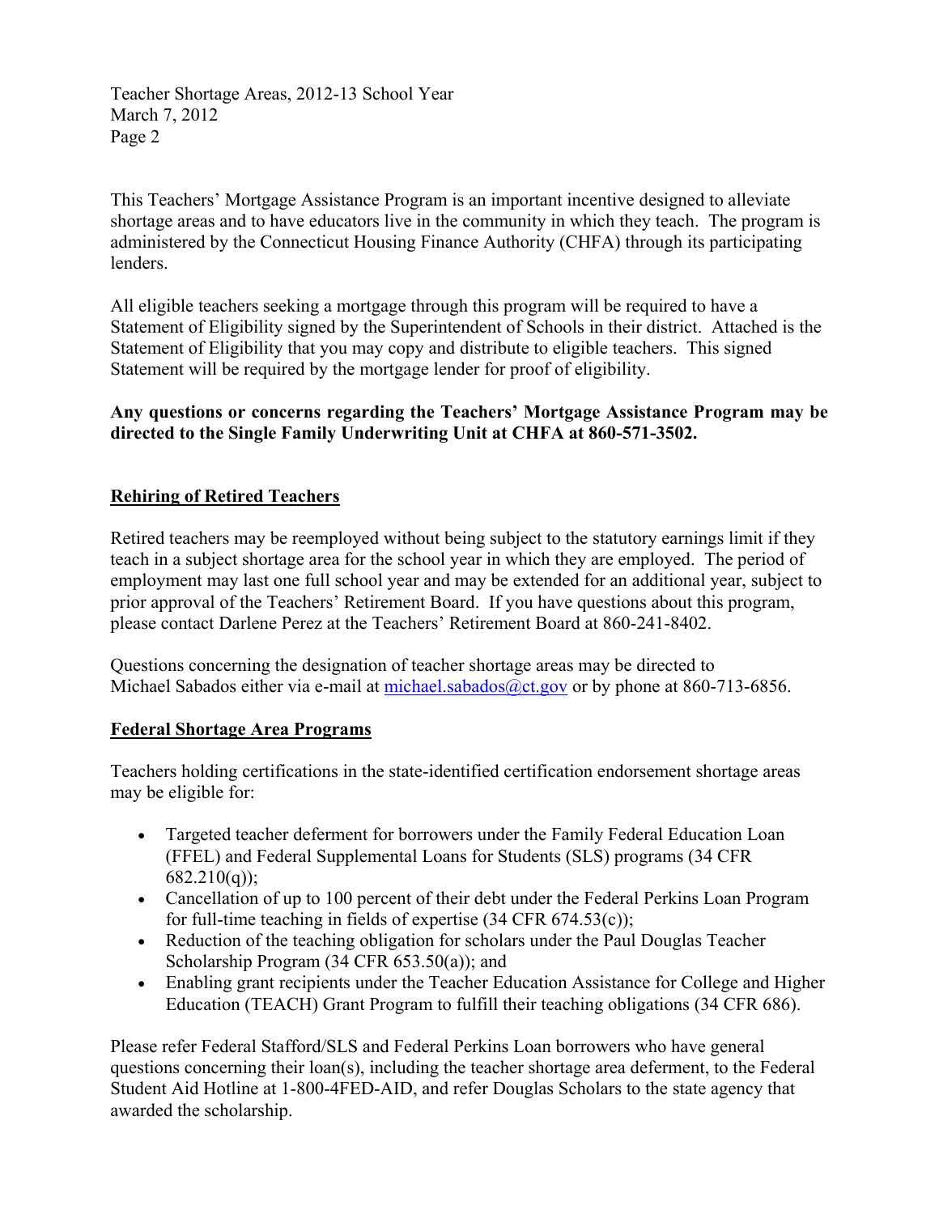This Teachers' Mortgage Assistance Program is an important incentive designed to alleviate shortage areas and to have educators live in the community in which they teach. The program is administered by the Connecticut Housing Finance Authority (CHFA) through its participating lenders.

All eligible teachers seeking a mortgage through this program will be required to have a Statement of Eligibility signed by the Superintendent of Schools in their district. Attached is the Statement of Eligibility that you may copy and distribute to eligible teachers. This signed Statement will be required by the mortgage lender for proof of eligibility.

**Any questions or concerns regarding the Teachers' Mortgage Assistance Program may be directed to the Single Family Underwriting Unit at CHFA at 860-571-3502.**

## Rehiring of Retired Teachers

Retired teachers may be reemployed without being subject to the statutory earnings limit if they teach in a subject shortage area for the school year in which they are employed. The period of employment may last one full school year and may be extended for an additional year, subject to prior approval of the Teachers' Retirement Board. If you have questions about this program, please contact Darlene Perez at the Teachers' Retirement Board at 860-241-8402.

Questions concerning the designation of teacher shortage areas may be directed to Michael Sabados either via e-mail at michael.sabados@ct.gov or by phone at 860-713-6856.

## Federal Shortage Area Programs

Teachers holding certifications in the state-identified certification endorsement shortage areas may be eligible for:

- Targeted teacher deferment for borrowers under the Family Federal Education Loan (FFEL) and Federal Supplemental Loans for Students (SLS) programs (34 CFR 682.210(q));
- Cancellation of up to 100 percent of their debt under the Federal Perkins Loan Program for full-time teaching in fields of expertise (34 CFR 674.53(c));
- Reduction of the teaching obligation for scholars under the Paul Douglas Teacher Scholarship Program (34 CFR 653.50(a)); and
- Enabling grant recipients under the Teacher Education Assistance for College and Higher Education (TEACH) Grant Program to fulfill their teaching obligations (34 CFR 686).

Please refer Federal Stafford/SLS and Federal Perkins Loan borrowers who have general questions concerning their loan(s), including the teacher shortage area deferment, to the Federal Student Aid Hotline at 1-800-4FED-AID, and refer Douglas Scholars to the state agency that awarded the scholarship.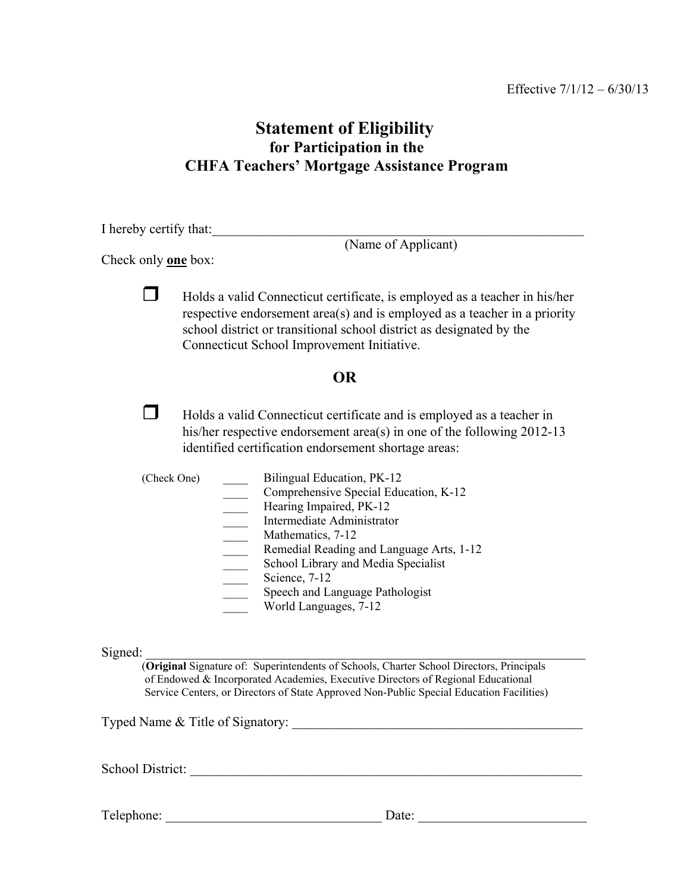Effective 7/1/12 – 6/30/13

# Statement of Eligibility
## for Participation in the
## CHFA Teachers' Mortgage Assistance Program

I hereby certify that:______________________________________________________________
(Name of Applicant)

Check only **one** box:

☐ Holds a valid Connecticut certificate, is employed as a teacher in his/her respective endorsement area(s) and is employed as a teacher in a priority school district or transitional school district as designated by the Connecticut School Improvement Initiative.

**OR**

☐ Holds a valid Connecticut certificate and is employed as a teacher in his/her respective endorsement area(s) in one of the following 2012-13 identified certification endorsement shortage areas:

(Check One)
- ____ Bilingual Education, PK-12
- ____ Comprehensive Special Education, K-12
- ____ Hearing Impaired, PK-12
- ____ Intermediate Administrator
- ____ Mathematics, 7-12
- ____ Remedial Reading and Language Arts, 1-12
- ____ School Library and Media Specialist
- ____ Science, 7-12
- ____ Speech and Language Pathologist
- ____ World Languages, 7-12

Signed: ______________________________________________________________
(**Original** Signature of: Superintendents of Schools, Charter School Directors, Principals of Endowed & Incorporated Academies, Executive Directors of Regional Educational Service Centers, or Directors of State Approved Non-Public Special Education Facilities)

Typed Name & Title of Signatory: _____________________________________________

School District: ______________________________________________________________

Telephone: ________________________________ Date: ________________________